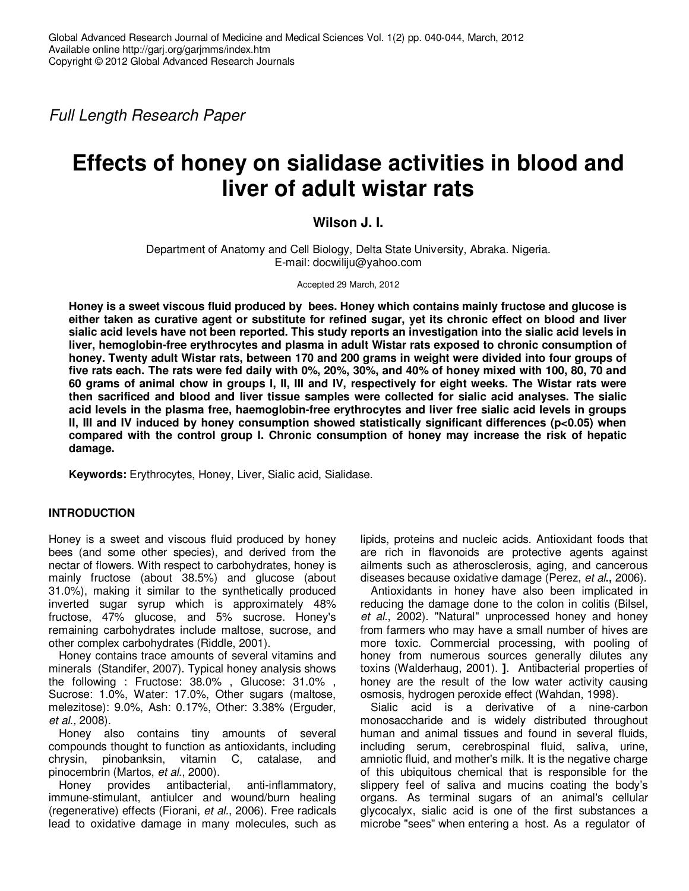*Full Length Research Paper*

# Effects of honey on sialidase activities in blood and liver of adult wistar rats

**Wilson J. I.**

Department of Anatomy and Cell Biology, Delta State University, Abraka. Nigeria.
E-mail: docwiliju@yahoo.com

Accepted 29 March, 2012

**Honey is a sweet viscous fluid produced by bees. Honey which contains mainly fructose and glucose is either taken as curative agent or substitute for refined sugar, yet its chronic effect on blood and liver sialic acid levels have not been reported. This study reports an investigation into the sialic acid levels in liver, hemoglobin-free erythrocytes and plasma in adult Wistar rats exposed to chronic consumption of honey. Twenty adult Wistar rats, between 170 and 200 grams in weight were divided into four groups of five rats each. The rats were fed daily with 0%, 20%, 30%, and 40% of honey mixed with 100, 80, 70 and 60 grams of animal chow in groups I, II, III and IV, respectively for eight weeks. The Wistar rats were then sacrificed and blood and liver tissue samples were collected for sialic acid analyses. The sialic acid levels in the plasma free, haemoglobin-free erythrocytes and liver free sialic acid levels in groups II, III and IV induced by honey consumption showed statistically significant differences (p<0.05) when compared with the control group I. Chronic consumption of honey may increase the risk of hepatic damage.**

**Keywords:** Erythrocytes, Honey, Liver, Sialic acid, Sialidase.

## INTRODUCTION

Honey is a sweet and viscous fluid produced by honey bees (and some other species), and derived from the nectar of flowers. With respect to carbohydrates, honey is mainly fructose (about 38.5%) and glucose (about 31.0%), making it similar to the synthetically produced inverted sugar syrup which is approximately 48% fructose, 47% glucose, and 5% sucrose. Honey's remaining carbohydrates include maltose, sucrose, and other complex carbohydrates (Riddle, 2001).

Honey contains trace amounts of several vitamins and minerals (Standifer, 2007). Typical honey analysis shows the following : Fructose: 38.0% , Glucose: 31.0% , Sucrose: 1.0%, Water: 17.0%, Other sugars (maltose, melezitose): 9.0%, Ash: 0.17%, Other: 3.38% (Erguder, *et al.,* 2008).

Honey also contains tiny amounts of several compounds thought to function as antioxidants, including chrysin, pinobanksin, vitamin C, catalase, and pinocembrin (Martos, *et al*., 2000).

Honey provides antibacterial, anti-inflammatory, immune-stimulant, antiulcer and wound/burn healing (regenerative) effects (Fiorani, *et al*., 2006). Free radicals lead to oxidative damage in many molecules, such as lipids, proteins and nucleic acids. Antioxidant foods that are rich in flavonoids are protective agents against ailments such as atherosclerosis, aging, and cancerous diseases because oxidative damage (Perez, *et al***.,** 2006).

Antioxidants in honey have also been implicated in reducing the damage done to the colon in colitis (Bilsel, *et al*., 2002). "Natural" unprocessed honey and honey from farmers who may have a small number of hives are more toxic. Commercial processing, with pooling of honey from numerous sources generally dilutes any toxins (Walderhaug, 2001). **]**. Antibacterial properties of honey are the result of the low water activity causing osmosis, hydrogen peroxide effect (Wahdan, 1998).

Sialic acid is a derivative of a nine-carbon monosaccharide and is widely distributed throughout human and animal tissues and found in several fluids, including serum, cerebrospinal fluid, saliva, urine, amniotic fluid, and mother's milk. It is the negative charge of this ubiquitous chemical that is responsible for the slippery feel of saliva and mucins coating the body's organs. As terminal sugars of an animal's cellular glycocalyx, sialic acid is one of the first substances a microbe "sees" when entering a host. As a regulator of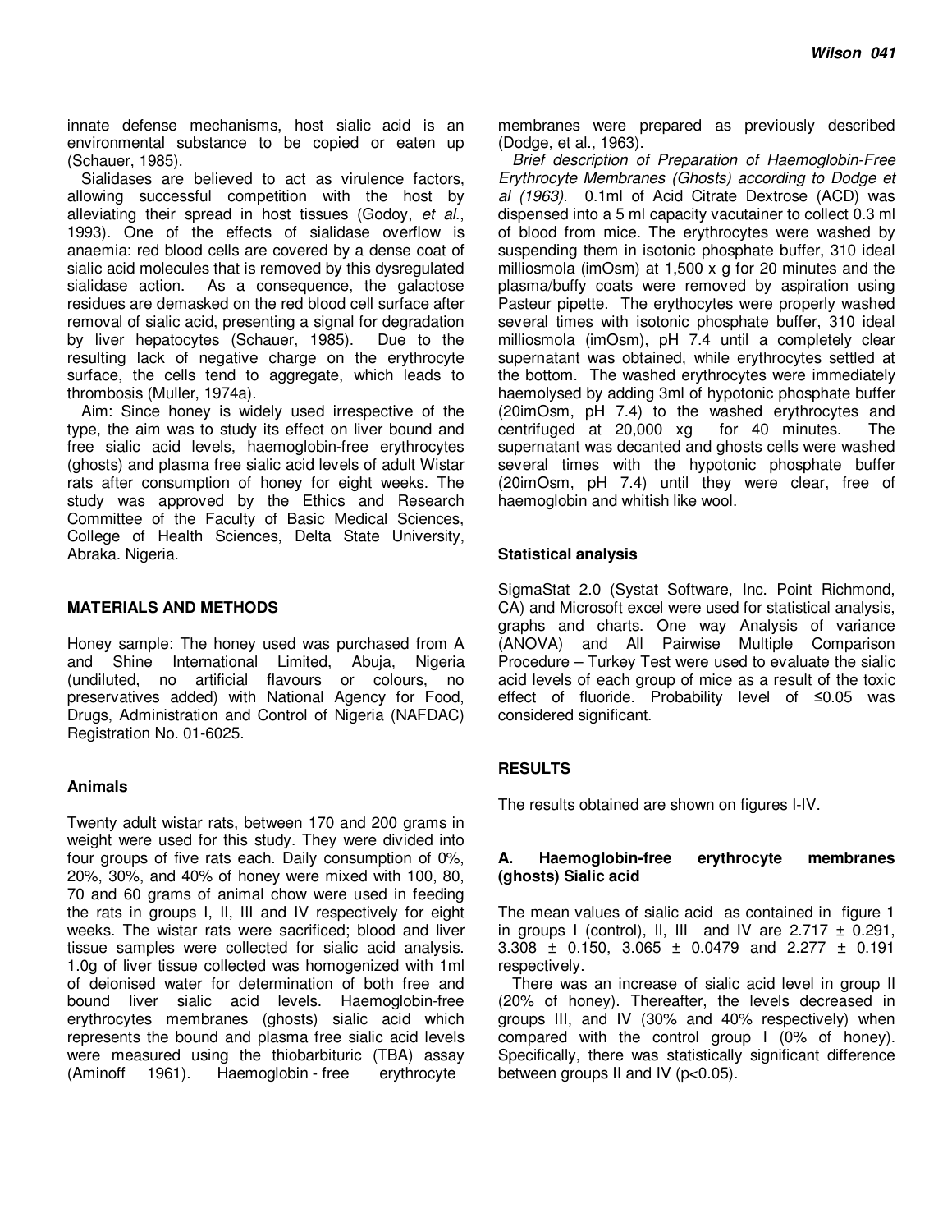innate defense mechanisms, host sialic acid is an environmental substance to be copied or eaten up (Schauer, 1985).

Sialidases are believed to act as virulence factors, allowing successful competition with the host by alleviating their spread in host tissues (Godoy, *et al*., 1993). One of the effects of sialidase overflow is anaemia: red blood cells are covered by a dense coat of sialic acid molecules that is removed by this dysregulated sialidase action. As a consequence, the galactose residues are demasked on the red blood cell surface after removal of sialic acid, presenting a signal for degradation by liver hepatocytes (Schauer, 1985). Due to the resulting lack of negative charge on the erythrocyte surface, the cells tend to aggregate, which leads to thrombosis (Muller, 1974a).

Aim: Since honey is widely used irrespective of the type, the aim was to study its effect on liver bound and free sialic acid levels, haemoglobin-free erythrocytes (ghosts) and plasma free sialic acid levels of adult Wistar rats after consumption of honey for eight weeks. The study was approved by the Ethics and Research Committee of the Faculty of Basic Medical Sciences, College of Health Sciences, Delta State University, Abraka. Nigeria.

## MATERIALS AND METHODS

Honey sample: The honey used was purchased from A and Shine International Limited, Abuja, Nigeria (undiluted, no artificial flavours or colours, no preservatives added) with National Agency for Food, Drugs, Administration and Control of Nigeria (NAFDAC) Registration No. 01-6025.

### Animals

Twenty adult wistar rats, between 170 and 200 grams in weight were used for this study. They were divided into four groups of five rats each. Daily consumption of 0%, 20%, 30%, and 40% of honey were mixed with 100, 80, 70 and 60 grams of animal chow were used in feeding the rats in groups I, II, III and IV respectively for eight weeks. The wistar rats were sacrificed; blood and liver tissue samples were collected for sialic acid analysis. 1.0g of liver tissue collected was homogenized with 1ml of deionised water for determination of both free and bound liver sialic acid levels. Haemoglobin-free erythrocytes membranes (ghosts) sialic acid which represents the bound and plasma free sialic acid levels were measured using the thiobarbituric (TBA) assay (Aminoff 1961). Haemoglobin - free erythrocyte membranes were prepared as previously described (Dodge, et al., 1963).

*Brief description of Preparation of Haemoglobin-Free Erythrocyte Membranes (Ghosts) according to Dodge et al (1963).* 0.1ml of Acid Citrate Dextrose (ACD) was dispensed into a 5 ml capacity vacutainer to collect 0.3 ml of blood from mice. The erythrocytes were washed by suspending them in isotonic phosphate buffer, 310 ideal milliosmola (imOsm) at 1,500 x g for 20 minutes and the plasma/buffy coats were removed by aspiration using Pasteur pipette. The erythocytes were properly washed several times with isotonic phosphate buffer, 310 ideal milliosmola (imOsm), pH 7.4 until a completely clear supernatant was obtained, while erythrocytes settled at the bottom. The washed erythrocytes were immediately haemolysed by adding 3ml of hypotonic phosphate buffer (20imOsm, pH 7.4) to the washed erythrocytes and centrifuged at 20,000 xg for 40 minutes. The supernatant was decanted and ghosts cells were washed several times with the hypotonic phosphate buffer (20imOsm, pH 7.4) until they were clear, free of haemoglobin and whitish like wool.

### Statistical analysis

SigmaStat 2.0 (Systat Software, Inc. Point Richmond, CA) and Microsoft excel were used for statistical analysis, graphs and charts. One way Analysis of variance (ANOVA) and All Pairwise Multiple Comparison Procedure – Turkey Test were used to evaluate the sialic acid levels of each group of mice as a result of the toxic effect of fluoride. Probability level of ≤0.05 was considered significant.

## RESULTS

The results obtained are shown on figures I-IV.

### A. Haemoglobin-free erythrocyte membranes (ghosts) Sialic acid

The mean values of sialic acid as contained in figure 1 in groups I (control), II, III and IV are 2.717 ± 0.291, 3.308 ± 0.150, 3.065 ± 0.0479 and 2.277 ± 0.191 respectively.

There was an increase of sialic acid level in group II (20% of honey). Thereafter, the levels decreased in groups III, and IV (30% and 40% respectively) when compared with the control group I (0% of honey). Specifically, there was statistically significant difference between groups II and IV ($p<0.05$).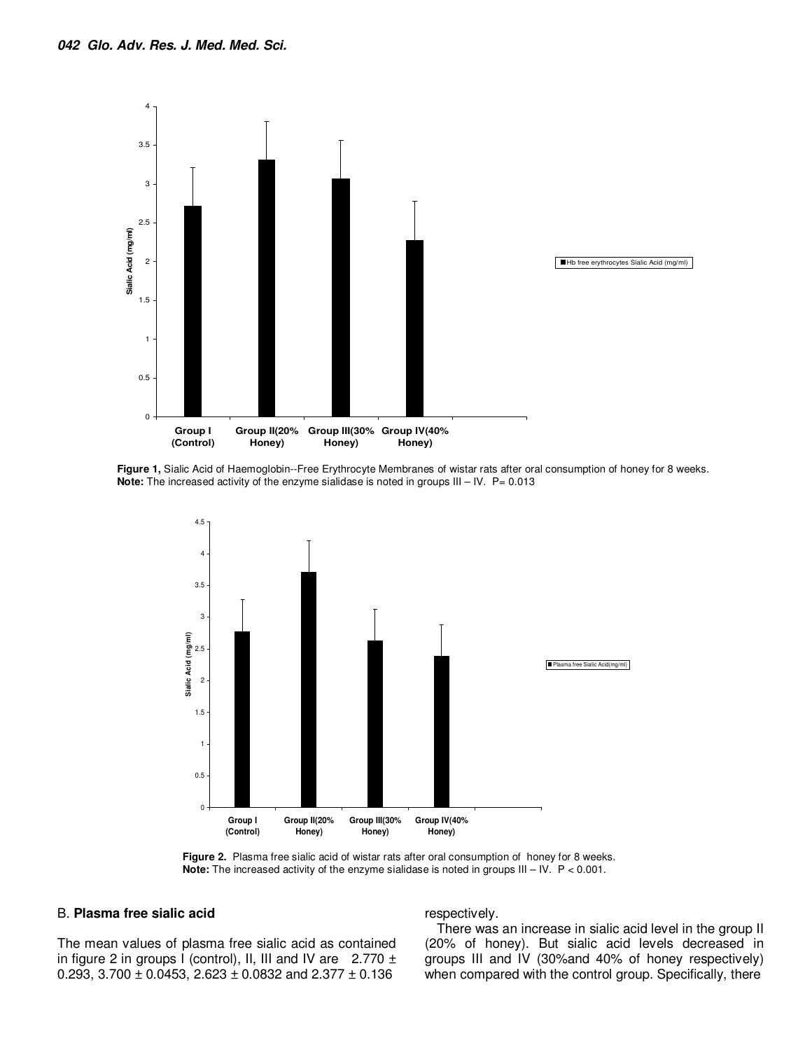**Figure 1,** Sialic Acid of Haemoglobin--Free Erythrocyte Membranes of wistar rats after oral consumption of honey for 8 weeks.
**Note:** The increased activity of the enzyme sialidase is noted in groups III – IV. P= 0.013

**Figure 2.** Plasma free sialic acid of wistar rats after oral consumption of honey for 8 weeks.
**Note:** The increased activity of the enzyme sialidase is noted in groups III – IV. P < 0.001.

B. **Plasma free sialic acid**

The mean values of plasma free sialic acid as contained in figure 2 in groups I (control), II, III and IV are 2.770 ± 0.293, 3.700 ± 0.0453, 2.623 ± 0.0832 and 2.377 ± 0.136 respectively.

There was an increase in sialic acid level in the group II (20% of honey). But sialic acid levels decreased in groups III and IV (30%and 40% of honey respectively) when compared with the control group. Specifically, there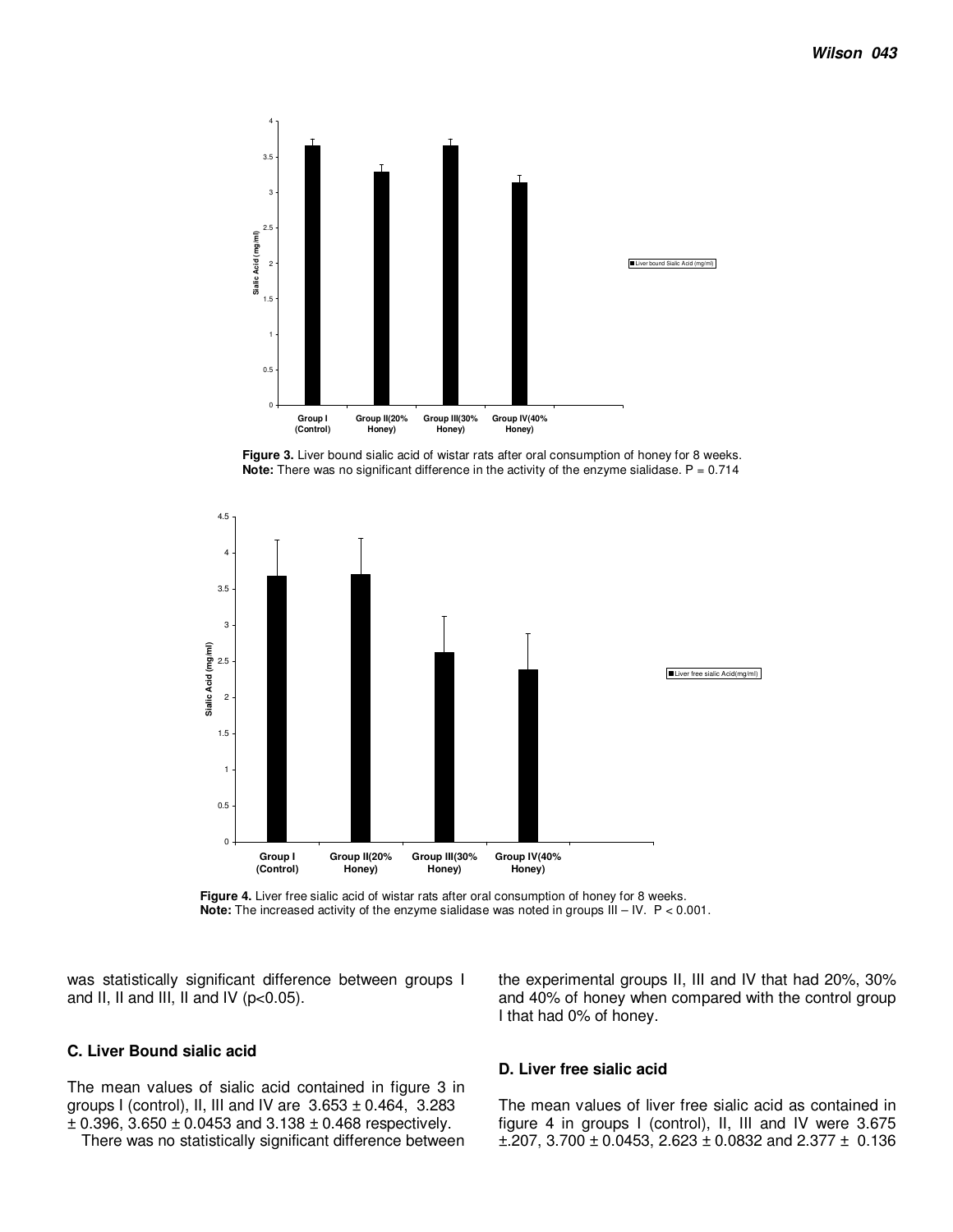**Figure 3.** Liver bound sialic acid of wistar rats after oral consumption of honey for 8 weeks.
**Note:** There was no significant difference in the activity of the enzyme sialidase. P = 0.714

**Figure 4.** Liver free sialic acid of wistar rats after oral consumption of honey for 8 weeks.
**Note:** The increased activity of the enzyme sialidase was noted in groups III – IV. P < 0.001.

was statistically significant difference between groups I and II, II and III, II and IV ($p<0.05$).

### C. Liver Bound sialic acid

The mean values of sialic acid contained in figure 3 in groups I (control), II, III and IV are 3.653 ± 0.464, 3.283 ± 0.396, 3.650 ± 0.0453 and 3.138 ± 0.468 respectively.

There was no statistically significant difference between the experimental groups II, III and IV that had 20%, 30% and 40% of honey when compared with the control group I that had 0% of honey.

### D. Liver free sialic acid

The mean values of liver free sialic acid as contained in figure 4 in groups I (control), II, III and IV were 3.675 ±.207, 3.700 ± 0.0453, 2.623 ± 0.0832 and 2.377 ± 0.136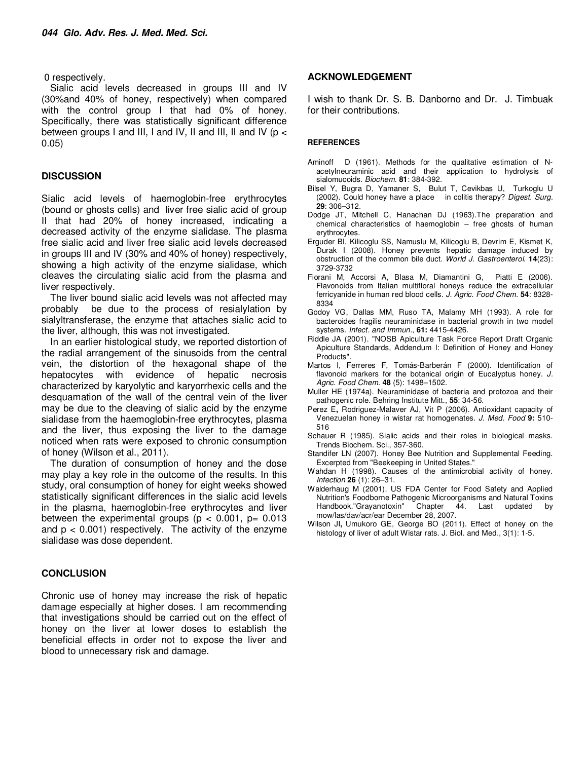0 respectively.

Sialic acid levels decreased in groups III and IV (30%and 40% of honey, respectively) when compared with the control group I that had 0% of honey. Specifically, there was statistically significant difference between groups I and III, I and IV, II and III, II and IV ($p < 0.05$)

## DISCUSSION

Sialic acid levels of haemoglobin-free erythrocytes (bound or ghosts cells) and liver free sialic acid of group II that had 20% of honey increased, indicating a decreased activity of the enzyme sialidase. The plasma free sialic acid and liver free sialic acid levels decreased in groups III and IV (30% and 40% of honey) respectively, showing a high activity of the enzyme sialidase, which cleaves the circulating sialic acid from the plasma and liver respectively.

The liver bound sialic acid levels was not affected may probably be due to the process of resialylation by sialyltransferase, the enzyme that attaches sialic acid to the liver, although, this was not investigated.

In an earlier histological study, we reported distortion of the radial arrangement of the sinusoids from the central vein, the distortion of the hexagonal shape of the hepatocytes with evidence of hepatic necrosis characterized by karyolytic and karyorrhexic cells and the desquamation of the wall of the central vein of the liver may be due to the cleaving of sialic acid by the enzyme sialidase from the haemoglobin-free erythrocytes, plasma and the liver, thus exposing the liver to the damage noticed when rats were exposed to chronic consumption of honey (Wilson et al., 2011).

The duration of consumption of honey and the dose may play a key role in the outcome of the results. In this study, oral consumption of honey for eight weeks showed statistically significant differences in the sialic acid levels in the plasma, haemoglobin-free erythrocytes and liver between the experimental groups ($p < 0.001$, $p = 0.013$ and $p < 0.001$) respectively. The activity of the enzyme sialidase was dose dependent.

## CONCLUSION

Chronic use of honey may increase the risk of hepatic damage especially at higher doses. I am recommending that investigations should be carried out on the effect of honey on the liver at lower doses to establish the beneficial effects in order not to expose the liver and blood to unnecessary risk and damage.

## ACKNOWLEDGEMENT

I wish to thank Dr. S. B. Danborno and Dr. J. Timbuak for their contributions.

## REFERENCES

Aminoff D (1961). Methods for the qualitative estimation of N-acetylneuraminic acid and their application to hydrolysis of sialomucoids. *Biochem.* **81**: 384-392.

Bilsel Y, Bugra D, Yamaner S, Bulut T, Cevikbas U, Turkoglu U (2002). Could honey have a place in colitis therapy? *Digest. Surg.* **29**: 306–312.

Dodge JT, Mitchell C, Hanachan DJ (1963).The preparation and chemical characteristics of haemoglobin – free ghosts of human erythrocytes.

Erguder BI, Kilicoglu SS, Namuslu M, Kilicoglu B, Devrim E, Kismet K, Durak I (2008). Honey prevents hepatic damage induced by obstruction of the common bile duct. *World J. Gastroenterol.* **14**(23): 3729-3732

Fiorani M, Accorsi A, Blasa M, Diamantini G, Piatti E (2006). Flavonoids from Italian multifloral honeys reduce the extracellular ferricyanide in human red blood cells. *J. Agric. Food Chem.* **54**: 8328-8334

Godoy VG, Dallas MM, Ruso TA, Malamy MH (1993). A role for bacteroides fragilis neuraminidase in bacterial growth in two model systems. *Infect. and Immun.*, **61:** 4415-4426.

Riddle JA (2001). "NOSB Apiculture Task Force Report Draft Organic Apiculture Standards, Addendum I: Definition of Honey and Honey Products".

Martos I, Ferreres F, Tomás-Barberán F (2000). Identification of flavonoid markers for the botanical origin of Eucalyptus honey. *J. Agric. Food Chem.* **48** (5): 1498–1502.

Muller HE (1974a). Neuraminidase of bacteria and protozoa and their pathogenic role. Behring Institute Mitt., **55**: 34-56.

Perez E, Rodriguez-Malaver AJ, Vit P (2006). Antioxidant capacity of Venezuelan honey in wistar rat homogenates. *J. Med. Food* **9:** 510-516

Schauer R (1985). Sialic acids and their roles in biological masks. Trends Biochem. Sci., 357-360.

Standifer LN (2007). Honey Bee Nutrition and Supplemental Feeding. Excerpted from "Beekeeping in United States."

Wahdan H (1998). Causes of the antimicrobial activity of honey. *Infection* **26** (1): 26–31.

Walderhaug M (2001). US FDA Center for Food Safety and Applied Nutrition's Foodborne Pathogenic Microorganisms and Natural Toxins Handbook."Grayanotoxin" Chapter 44. Last updated by mow/las/dav/acr/ear December 28, 2007.

Wilson JI, Umukoro GE, George BO (2011). Effect of honey on the histology of liver of adult Wistar rats. J. Biol. and Med., 3(1): 1-5.